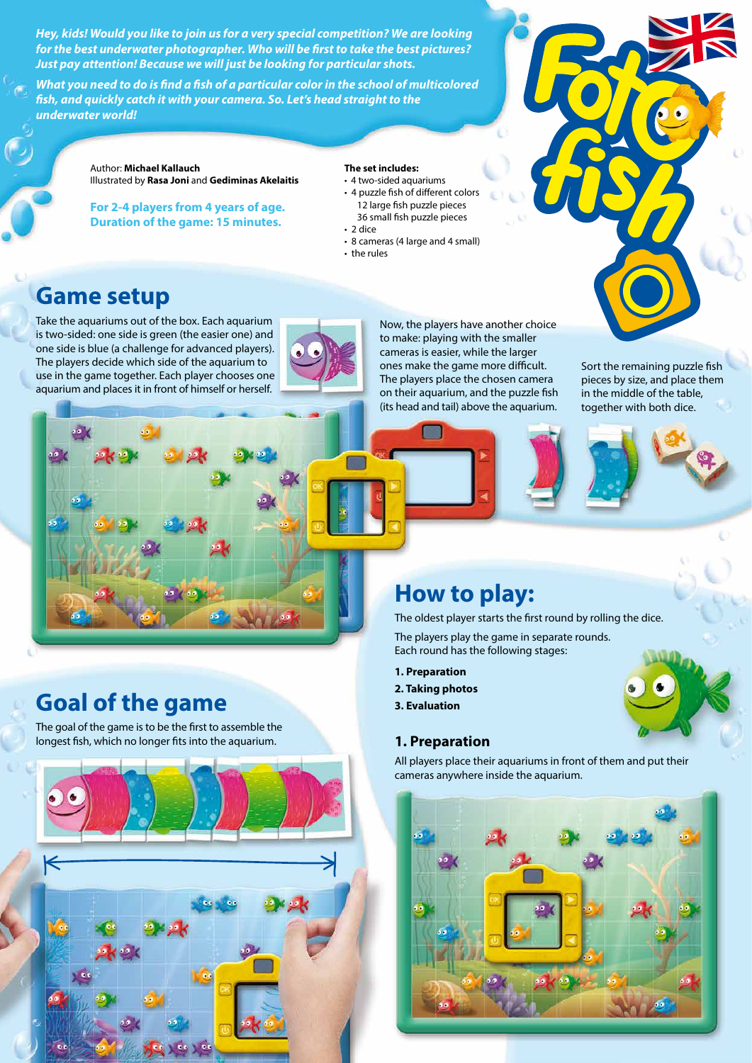*Hey, kids! Would you like to join us for a very special competition? We are looking for the best underwater photographer. Who will be first to take the best pictures? Just pay attention! Because we will just be looking for particular shots.*

*What you need to do is find a fish of a particular color in the school of multicolored fish, and quickly catch it with your camera. So. Let's head straight to the underwater world!*

# Foto fish

Author: **Michael Kallauch**
Illustrated by **Rasa Joni** and **Gediminas Akelaitis**

**For 2-4 players from 4 years of age.**
**Duration of the game: 15 minutes.**

**The set includes:**

- 4 two-sided aquariums
- 4 puzzle fish of different colors
  12 large fish puzzle pieces
  36 small fish puzzle pieces
- 2 dice
- 8 cameras (4 large and 4 small)
- the rules

## Game setup

Take the aquariums out of the box. Each aquarium is two-sided: one side is green (the easier one) and one side is blue (a challenge for advanced players). The players decide which side of the aquarium to use in the game together. Each player chooses one aquarium and places it in front of himself or herself.

Now, the players have another choice to make: playing with the smaller cameras is easier, while the larger ones make the game more difficult. The players place the chosen camera on their aquarium, and the puzzle fish (its head and tail) above the aquarium.

Sort the remaining puzzle fish pieces by size, and place them in the middle of the table, together with both dice.

## Goal of the game

The goal of the game is to be the first to assemble the longest fish, which no longer fits into the aquarium.

## How to play:

The oldest player starts the first round by rolling the dice.

The players play the game in separate rounds. Each round has the following stages:

1. **Preparation**
2. **Taking photos**
3. **Evaluation**

### 1. Preparation

All players place their aquariums in front of them and put their cameras anywhere inside the aquarium.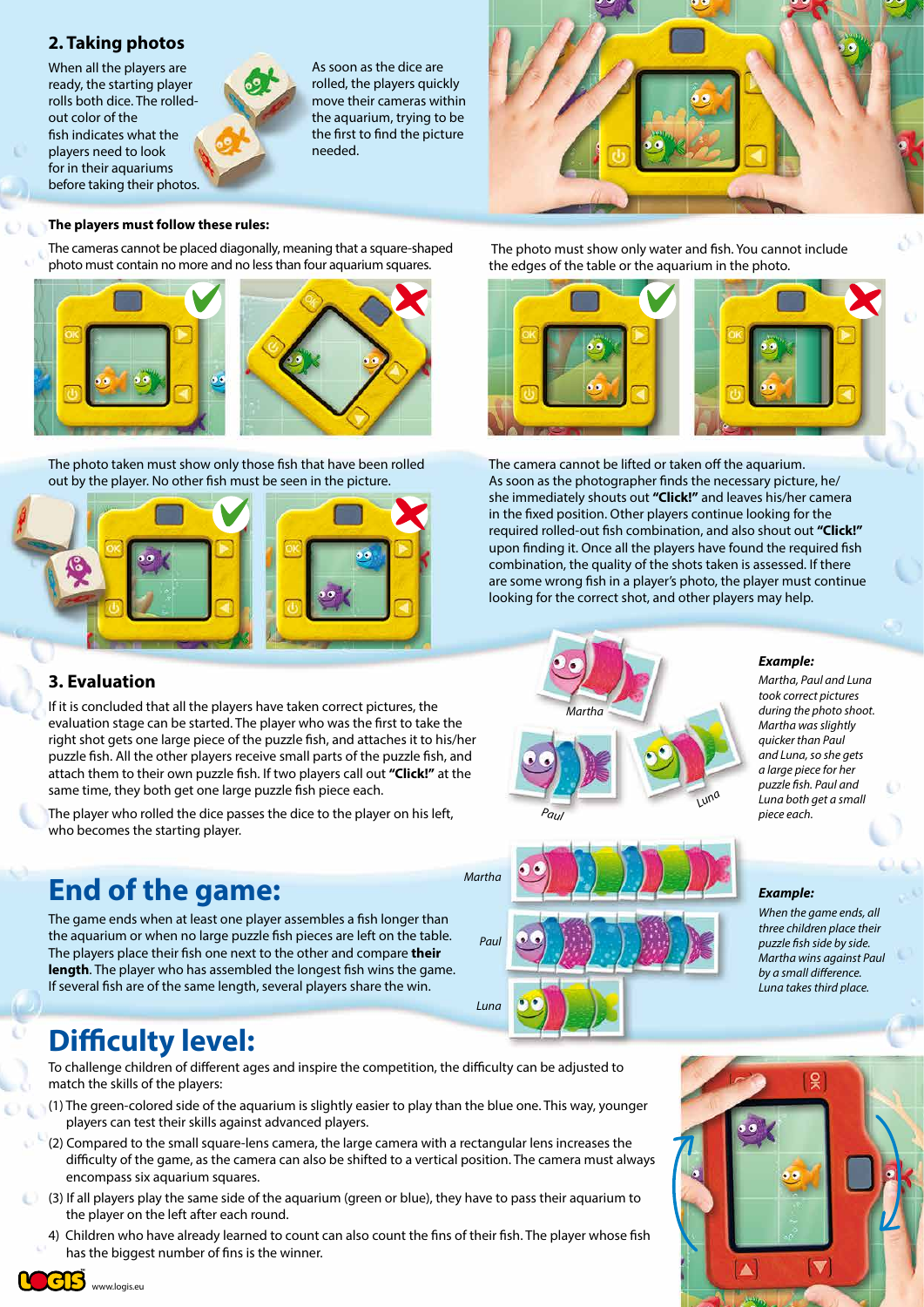## 2. Taking photos

When all the players are ready, the starting player rolls both dice. The rolled-out color of the fish indicates what the players need to look for in their aquariums before taking their photos.

As soon as the dice are rolled, the players quickly move their cameras within the aquarium, trying to be the first to find the picture needed.

**The players must follow these rules:**

The cameras cannot be placed diagonally, meaning that a square-shaped photo must contain no more and no less than four aquarium squares.

The photo must show only water and fish. You cannot include the edges of the table or the aquarium in the photo.

The photo taken must show only those fish that have been rolled out by the player. No other fish must be seen in the picture.

The camera cannot be lifted or taken off the aquarium. As soon as the photographer finds the necessary picture, he/she immediately shouts out **"Click!"** and leaves his/her camera in the fixed position. Other players continue looking for the required rolled-out fish combination, and also shout out **"Click!"** upon finding it. Once all the players have found the required fish combination, the quality of the shots taken is assessed. If there are some wrong fish in a player's photo, the player must continue looking for the correct shot, and other players may help.

## 3. Evaluation

If it is concluded that all the players have taken correct pictures, the evaluation stage can be started. The player who was the first to take the right shot gets one large piece of the puzzle fish, and attaches it to his/her puzzle fish. All the other players receive small parts of the puzzle fish, and attach them to their own puzzle fish. If two players call out **"Click!"** at the same time, they both get one large puzzle fish piece each.

The player who rolled the dice passes the dice to the player on his left, who becomes the starting player.

Martha

Paul

Luna

***Example:***

*Martha, Paul and Luna took correct pictures during the photo shoot. Martha was slightly quicker than Paul and Luna, so she gets a large piece for her puzzle fish. Paul and Luna both get a small piece each.*

# End of the game:

The game ends when at least one player assembles a fish longer than the aquarium or when no large puzzle fish pieces are left on the table. The players place their fish one next to the other and compare **their length**. The player who has assembled the longest fish wins the game. If several fish are of the same length, several players share the win.

Martha

Paul

Luna

***Example:***

*When the game ends, all three children place their puzzle fish side by side. Martha wins against Paul by a small difference. Luna takes third place.*

# Difficulty level:

To challenge children of different ages and inspire the competition, the difficulty can be adjusted to match the skills of the players:

(1) The green-colored side of the aquarium is slightly easier to play than the blue one. This way, younger players can test their skills against advanced players.

(2) Compared to the small square-lens camera, the large camera with a rectangular lens increases the difficulty of the game, as the camera can also be shifted to a vertical position. The camera must always encompass six aquarium squares.

(3) If all players play the same side of the aquarium (green or blue), they have to pass their aquarium to the player on the left after each round.

4) Children who have already learned to count can also count the fins of their fish. The player whose fish has the biggest number of fins is the winner.

LOGIS www.logis.eu